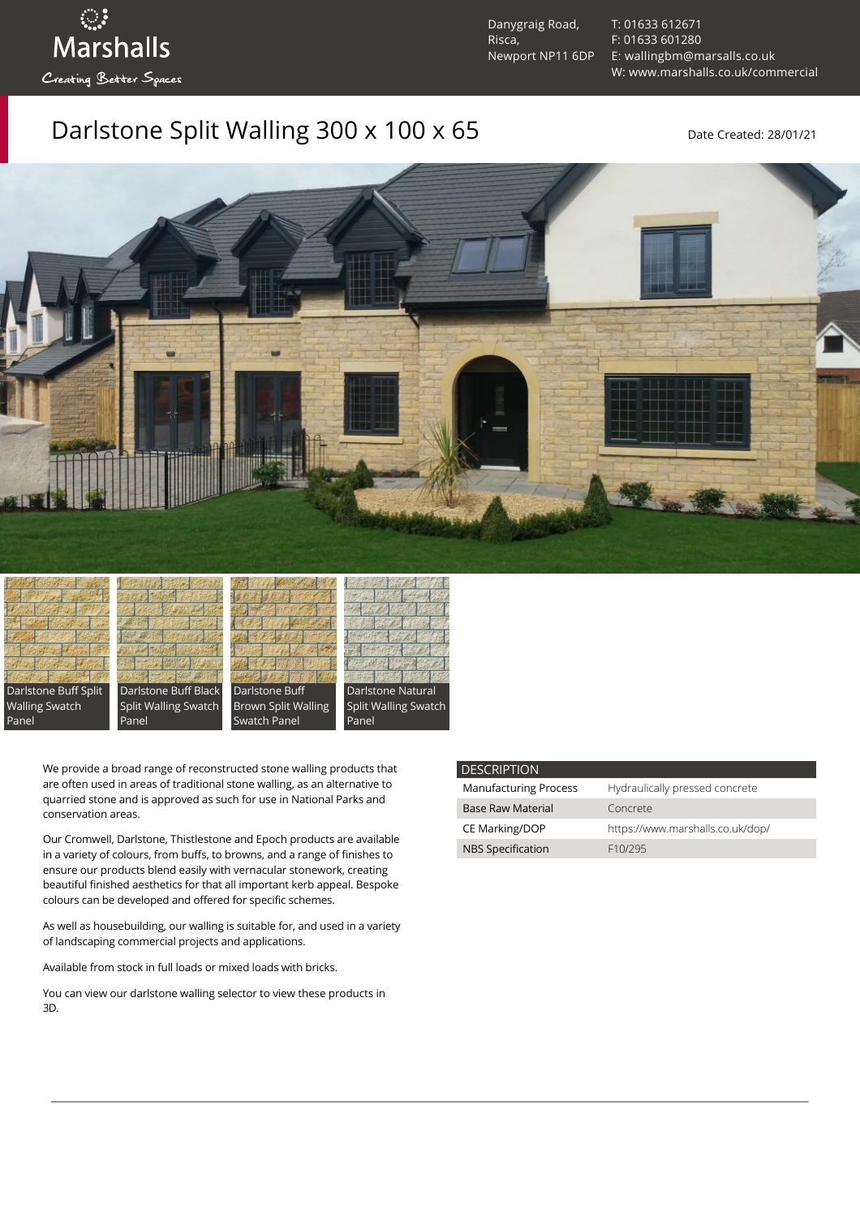Marshalls

Creating Better Spaces

Danygraig Road,
Risca,
Newport NP11 6DP

T: 01633 612671
F: 01633 601280
E: wallingbm@marsalls.co.uk
W: www.marshalls.co.uk/commercial

# Darlstone Split Walling 300 x 100 x 65

Date Created: 28/01/21

Darlstone Buff Split Walling Swatch Panel

Darlstone Buff Black Split Walling Swatch Panel

Darlstone Buff Brown Split Walling Swatch Panel

Darlstone Natural Split Walling Swatch Panel

We provide a broad range of reconstructed stone walling products that are often used in areas of traditional stone walling, as an alternative to quarried stone and is approved as such for use in National Parks and conservation areas.

Our Cromwell, Darlstone, Thistlestone and Epoch products are available in a variety of colours, from buffs, to browns, and a range of finishes to ensure our products blend easily with vernacular stonework, creating beautiful finished aesthetics for that all important kerb appeal. Bespoke colours can be developed and offered for specific schemes.

As well as housebuilding, our walling is suitable for, and used in a variety of landscaping commercial projects and applications.

Available from stock in full loads or mixed loads with bricks.

You can view our darlstone walling selector to view these products in 3D.

| DESCRIPTION | |
|---|---|
| Manufacturing Process | Hydraulically pressed concrete |
| Base Raw Material | Concrete |
| CE Marking/DOP | https://www.marshalls.co.uk/dop/ |
| NBS Specification | F10/295 |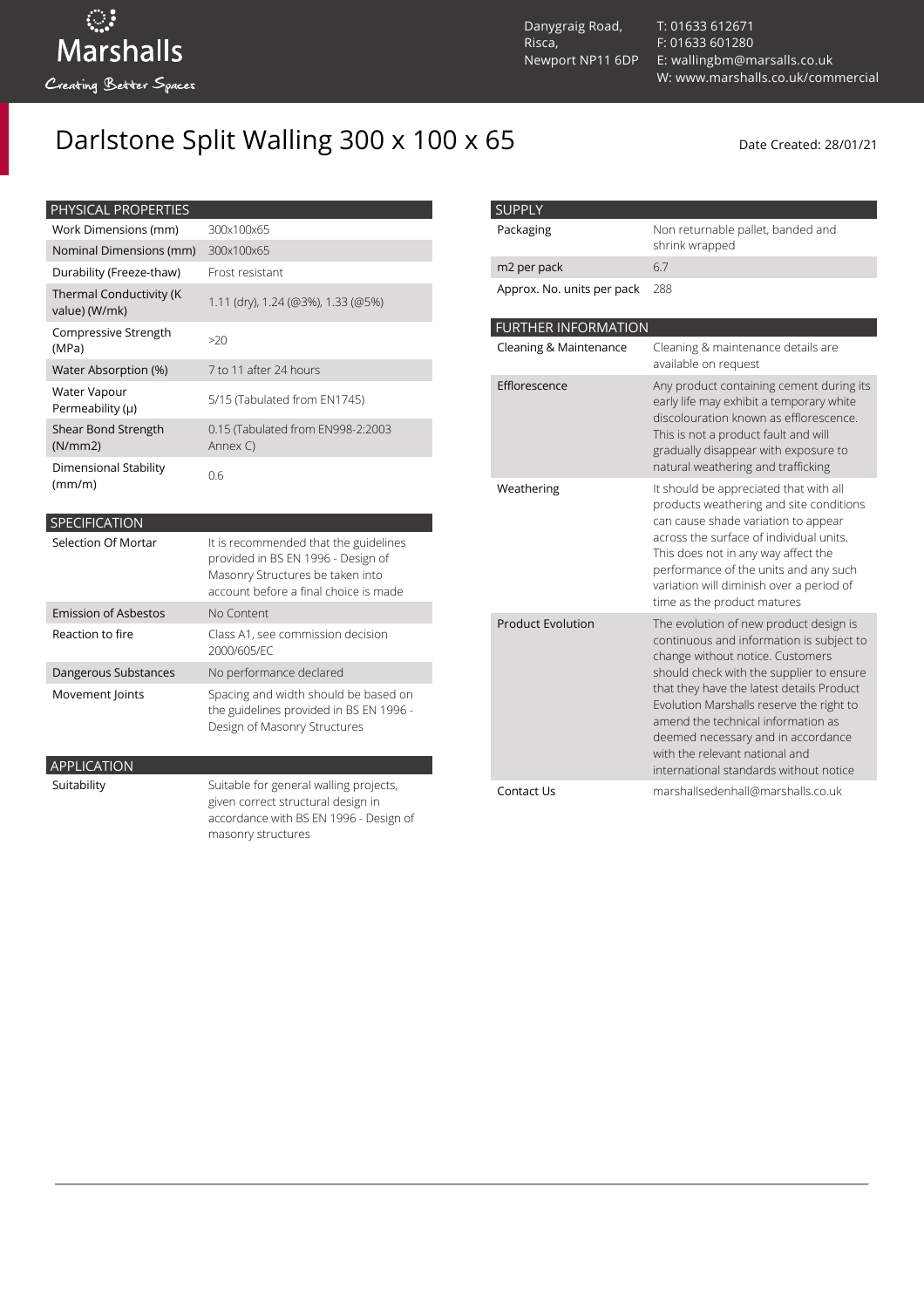Marshalls

Creating Better Spaces

Danygraig Road,
Risca,
Newport NP11 6DP

T: 01633 612671
F: 01633 601280
E: wallingbm@marsalls.co.uk
W: www.marshalls.co.uk/commercial

# Darlstone Split Walling 300 x 100 x 65

Date Created: 28/01/21

| PHYSICAL PROPERTIES | |
|---|---|
| Work Dimensions (mm) | 300x100x65 |
| Nominal Dimensions (mm) | 300x100x65 |
| Durability (Freeze-thaw) | Frost resistant |
| Thermal Conductivity (K value) (W/mk) | 1.11 (dry), 1.24 (@3%), 1.33 (@5%) |
| Compressive Strength (MPa) | >20 |
| Water Absorption (%) | 7 to 11 after 24 hours |
| Water Vapour Permeability (μ) | 5/15 (Tabulated from EN1745) |
| Shear Bond Strength (N/mm2) | 0.15 (Tabulated from EN998-2:2003 Annex C) |
| Dimensional Stability (mm/m) | 0.6 |

| SPECIFICATION | |
|---|---|
| Selection Of Mortar | It is recommended that the guidelines provided in BS EN 1996 - Design of Masonry Structures be taken into account before a final choice is made |
| Emission of Asbestos | No Content |
| Reaction to fire | Class A1, see commission decision 2000/605/EC |
| Dangerous Substances | No performance declared |
| Movement Joints | Spacing and width should be based on the guidelines provided in BS EN 1996 - Design of Masonry Structures |

| APPLICATION | |
|---|---|
| Suitability | Suitable for general walling projects, given correct structural design in accordance with BS EN 1996 - Design of masonry structures |

| SUPPLY | |
|---|---|
| Packaging | Non returnable pallet, banded and shrink wrapped |
| m2 per pack | 6.7 |
| Approx. No. units per pack | 288 |

| FURTHER INFORMATION | |
|---|---|
| Cleaning & Maintenance | Cleaning & maintenance details are available on request |
| Efflorescence | Any product containing cement during its early life may exhibit a temporary white discolouration known as efflorescence. This is not a product fault and will gradually disappear with exposure to natural weathering and trafficking |
| Weathering | It should be appreciated that with all products weathering and site conditions can cause shade variation to appear across the surface of individual units. This does not in any way affect the performance of the units and any such variation will diminish over a period of time as the product matures |
| Product Evolution | The evolution of new product design is continuous and information is subject to change without notice. Customers should check with the supplier to ensure that they have the latest details Product Evolution Marshalls reserve the right to amend the technical information as deemed necessary and in accordance with the relevant national and international standards without notice |
| Contact Us | marshallsedenhall@marshalls.co.uk |